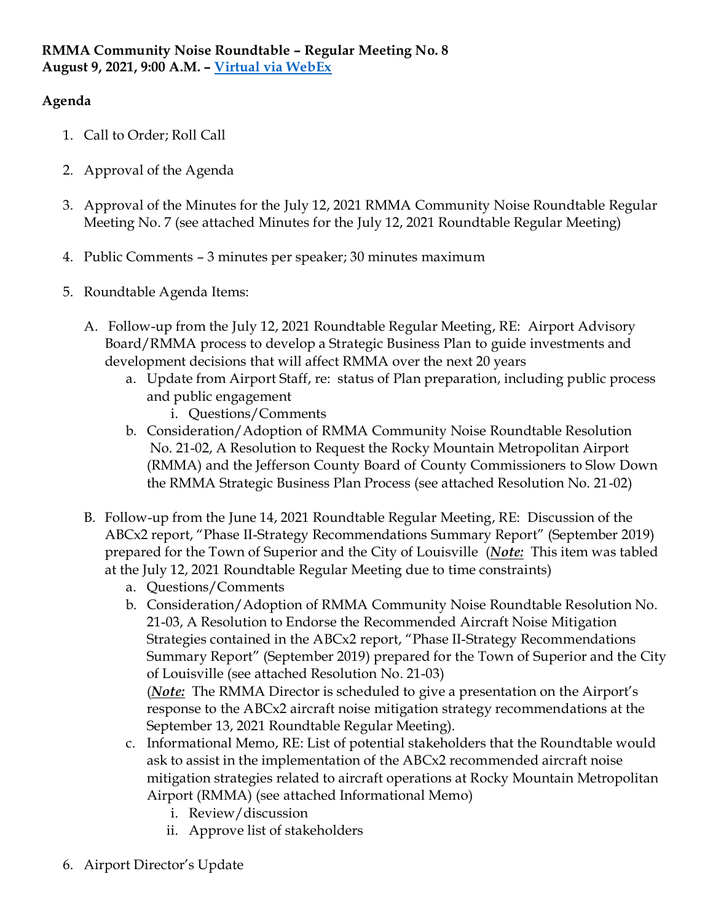**RMMA Community Noise Roundtable – Regular Meeting No. 8**
**August 9, 2021, 9:00 A.M. – [Virtual via WebEx]()**

**Agenda**

1. Call to Order; Roll Call

2. Approval of the Agenda

3. Approval of the Minutes for the July 12, 2021 RMMA Community Noise Roundtable Regular Meeting No. 7 (see attached Minutes for the July 12, 2021 Roundtable Regular Meeting)

4. Public Comments – 3 minutes per speaker; 30 minutes maximum

5. Roundtable Agenda Items:

   A. Follow-up from the July 12, 2021 Roundtable Regular Meeting, RE: Airport Advisory Board/RMMA process to develop a Strategic Business Plan to guide investments and development decisions that will affect RMMA over the next 20 years
      a. Update from Airport Staff, re: status of Plan preparation, including public process and public engagement
         i. Questions/Comments
      b. Consideration/Adoption of RMMA Community Noise Roundtable Resolution No. 21-02, A Resolution to Request the Rocky Mountain Metropolitan Airport (RMMA) and the Jefferson County Board of County Commissioners to Slow Down the RMMA Strategic Business Plan Process (see attached Resolution No. 21-02)

   B. Follow-up from the June 14, 2021 Roundtable Regular Meeting, RE: Discussion of the ABCx2 report, "Phase II-Strategy Recommendations Summary Report" (September 2019) prepared for the Town of Superior and the City of Louisville (***Note:*** This item was tabled at the July 12, 2021 Roundtable Regular Meeting due to time constraints)
      a. Questions/Comments
      b. Consideration/Adoption of RMMA Community Noise Roundtable Resolution No. 21-03, A Resolution to Endorse the Recommended Aircraft Noise Mitigation Strategies contained in the ABCx2 report, "Phase II-Strategy Recommendations Summary Report" (September 2019) prepared for the Town of Superior and the City of Louisville (see attached Resolution No. 21-03)
         (***Note:*** The RMMA Director is scheduled to give a presentation on the Airport's response to the ABCx2 aircraft noise mitigation strategy recommendations at the September 13, 2021 Roundtable Regular Meeting).
      c. Informational Memo, RE: List of potential stakeholders that the Roundtable would ask to assist in the implementation of the ABCx2 recommended aircraft noise mitigation strategies related to aircraft operations at Rocky Mountain Metropolitan Airport (RMMA) (see attached Informational Memo)
         i. Review/discussion
         ii. Approve list of stakeholders

6. Airport Director's Update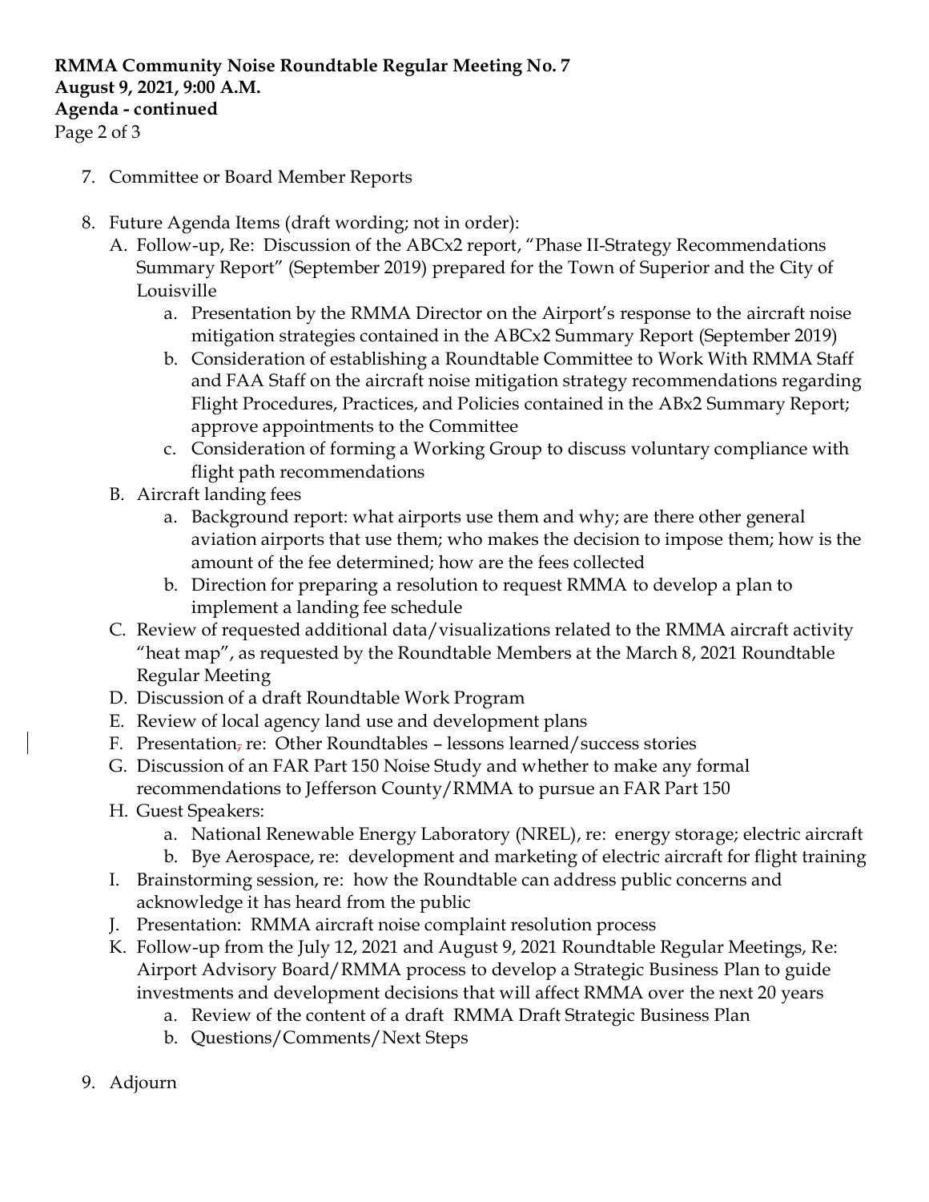**RMMA Community Noise Roundtable Regular Meeting No. 7**
**August 9, 2021, 9:00 A.M.**
**Agenda - continued**
Page 2 of 3

7. Committee or Board Member Reports

8. Future Agenda Items (draft wording; not in order):
   A. Follow-up, Re: Discussion of the ABCx2 report, "Phase II-Strategy Recommendations Summary Report" (September 2019) prepared for the Town of Superior and the City of Louisville
      a. Presentation by the RMMA Director on the Airport's response to the aircraft noise mitigation strategies contained in the ABCx2 Summary Report (September 2019)
      b. Consideration of establishing a Roundtable Committee to Work With RMMA Staff and FAA Staff on the aircraft noise mitigation strategy recommendations regarding Flight Procedures, Practices, and Policies contained in the ABx2 Summary Report; approve appointments to the Committee
      c. Consideration of forming a Working Group to discuss voluntary compliance with flight path recommendations
   B. Aircraft landing fees
      a. Background report: what airports use them and why; are there other general aviation airports that use them; who makes the decision to impose them; how is the amount of the fee determined; how are the fees collected
      b. Direction for preparing a resolution to request RMMA to develop a plan to implement a landing fee schedule
   C. Review of requested additional data/visualizations related to the RMMA aircraft activity "heat map", as requested by the Roundtable Members at the March 8, 2021 Roundtable Regular Meeting
   D. Discussion of a draft Roundtable Work Program
   E. Review of local agency land use and development plans
   F. Presentation, re: Other Roundtables – lessons learned/success stories
   G. Discussion of an FAR Part 150 Noise Study and whether to make any formal recommendations to Jefferson County/RMMA to pursue an FAR Part 150
   H. Guest Speakers:
      a. National Renewable Energy Laboratory (NREL), re: energy storage; electric aircraft
      b. Bye Aerospace, re: development and marketing of electric aircraft for flight training
   I. Brainstorming session, re: how the Roundtable can address public concerns and acknowledge it has heard from the public
   J. Presentation: RMMA aircraft noise complaint resolution process
   K. Follow-up from the July 12, 2021 and August 9, 2021 Roundtable Regular Meetings, Re: Airport Advisory Board/RMMA process to develop a Strategic Business Plan to guide investments and development decisions that will affect RMMA over the next 20 years
      a. Review of the content of a draft RMMA Draft Strategic Business Plan
      b. Questions/Comments/Next Steps

9. Adjourn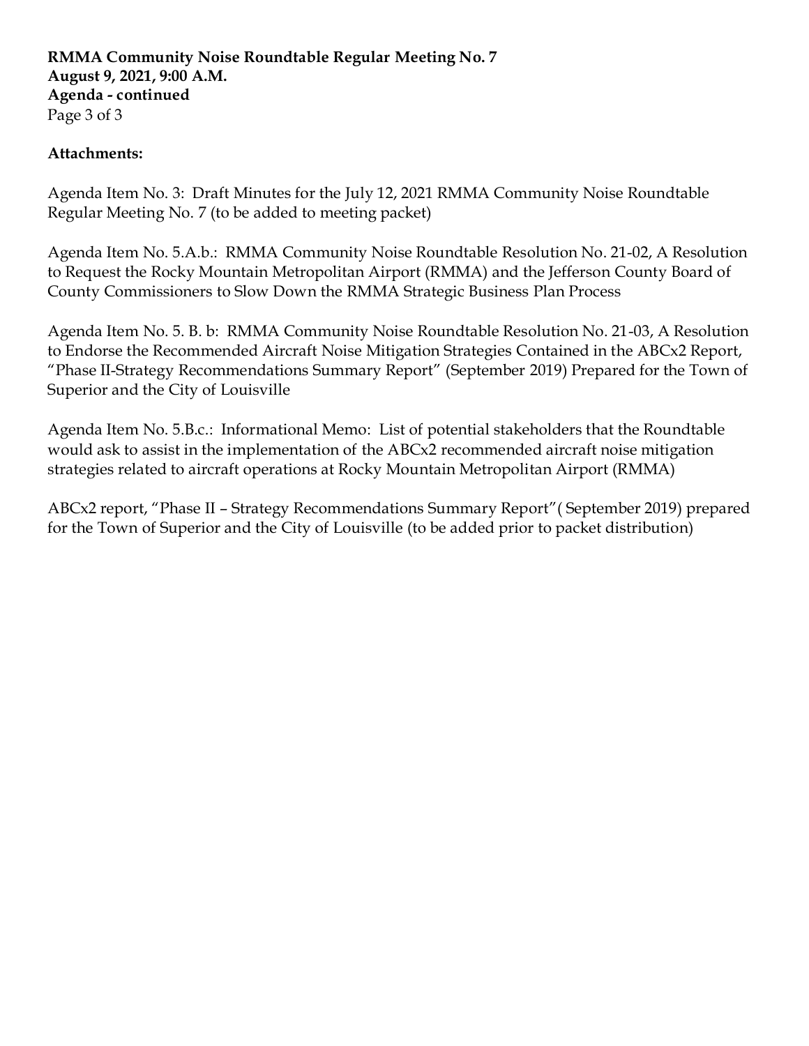**Attachments:**

Agenda Item No. 3: Draft Minutes for the July 12, 2021 RMMA Community Noise Roundtable Regular Meeting No. 7 (to be added to meeting packet)

Agenda Item No. 5.A.b.: RMMA Community Noise Roundtable Resolution No. 21-02, A Resolution to Request the Rocky Mountain Metropolitan Airport (RMMA) and the Jefferson County Board of County Commissioners to Slow Down the RMMA Strategic Business Plan Process

Agenda Item No. 5. B. b: RMMA Community Noise Roundtable Resolution No. 21-03, A Resolution to Endorse the Recommended Aircraft Noise Mitigation Strategies Contained in the ABCx2 Report, "Phase II-Strategy Recommendations Summary Report" (September 2019) Prepared for the Town of Superior and the City of Louisville

Agenda Item No. 5.B.c.: Informational Memo: List of potential stakeholders that the Roundtable would ask to assist in the implementation of the ABCx2 recommended aircraft noise mitigation strategies related to aircraft operations at Rocky Mountain Metropolitan Airport (RMMA)

ABCx2 report, "Phase II – Strategy Recommendations Summary Report"( September 2019) prepared for the Town of Superior and the City of Louisville (to be added prior to packet distribution)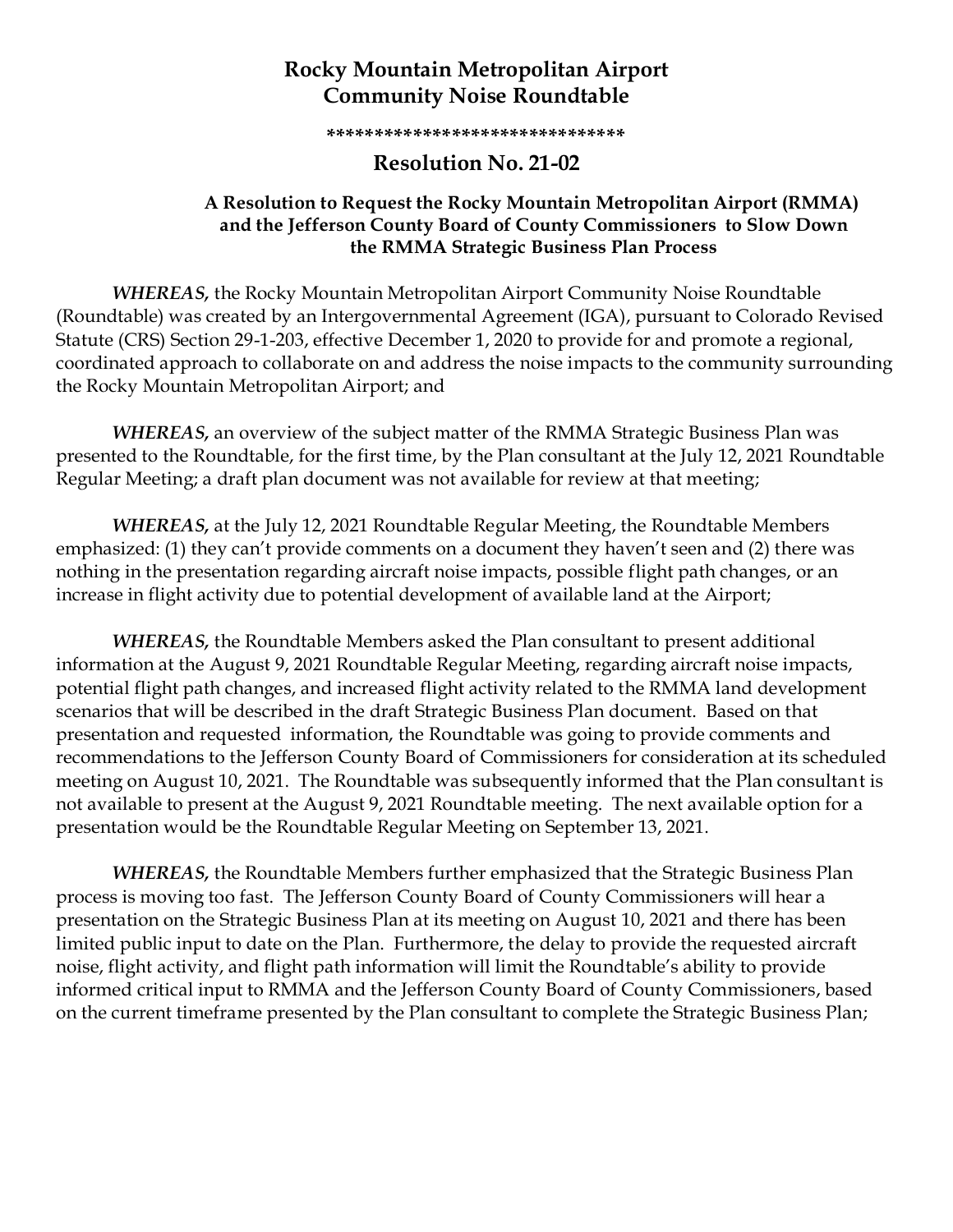# Rocky Mountain Metropolitan Airport Community Noise Roundtable

*******************************

## Resolution No. 21-02

### A Resolution to Request the Rocky Mountain Metropolitan Airport (RMMA) and the Jefferson County Board of County Commissioners to Slow Down the RMMA Strategic Business Plan Process

***WHEREAS,*** the Rocky Mountain Metropolitan Airport Community Noise Roundtable (Roundtable) was created by an Intergovernmental Agreement (IGA), pursuant to Colorado Revised Statute (CRS) Section 29-1-203, effective December 1, 2020 to provide for and promote a regional, coordinated approach to collaborate on and address the noise impacts to the community surrounding the Rocky Mountain Metropolitan Airport; and

***WHEREAS,*** an overview of the subject matter of the RMMA Strategic Business Plan was presented to the Roundtable, for the first time, by the Plan consultant at the July 12, 2021 Roundtable Regular Meeting; a draft plan document was not available for review at that meeting;

***WHEREAS,*** at the July 12, 2021 Roundtable Regular Meeting, the Roundtable Members emphasized: (1) they can't provide comments on a document they haven't seen and (2) there was nothing in the presentation regarding aircraft noise impacts, possible flight path changes, or an increase in flight activity due to potential development of available land at the Airport;

***WHEREAS,*** the Roundtable Members asked the Plan consultant to present additional information at the August 9, 2021 Roundtable Regular Meeting, regarding aircraft noise impacts, potential flight path changes, and increased flight activity related to the RMMA land development scenarios that will be described in the draft Strategic Business Plan document. Based on that presentation and requested information, the Roundtable was going to provide comments and recommendations to the Jefferson County Board of Commissioners for consideration at its scheduled meeting on August 10, 2021. The Roundtable was subsequently informed that the Plan consultant is not available to present at the August 9, 2021 Roundtable meeting. The next available option for a presentation would be the Roundtable Regular Meeting on September 13, 2021.

***WHEREAS,*** the Roundtable Members further emphasized that the Strategic Business Plan process is moving too fast. The Jefferson County Board of County Commissioners will hear a presentation on the Strategic Business Plan at its meeting on August 10, 2021 and there has been limited public input to date on the Plan. Furthermore, the delay to provide the requested aircraft noise, flight activity, and flight path information will limit the Roundtable's ability to provide informed critical input to RMMA and the Jefferson County Board of County Commissioners, based on the current timeframe presented by the Plan consultant to complete the Strategic Business Plan;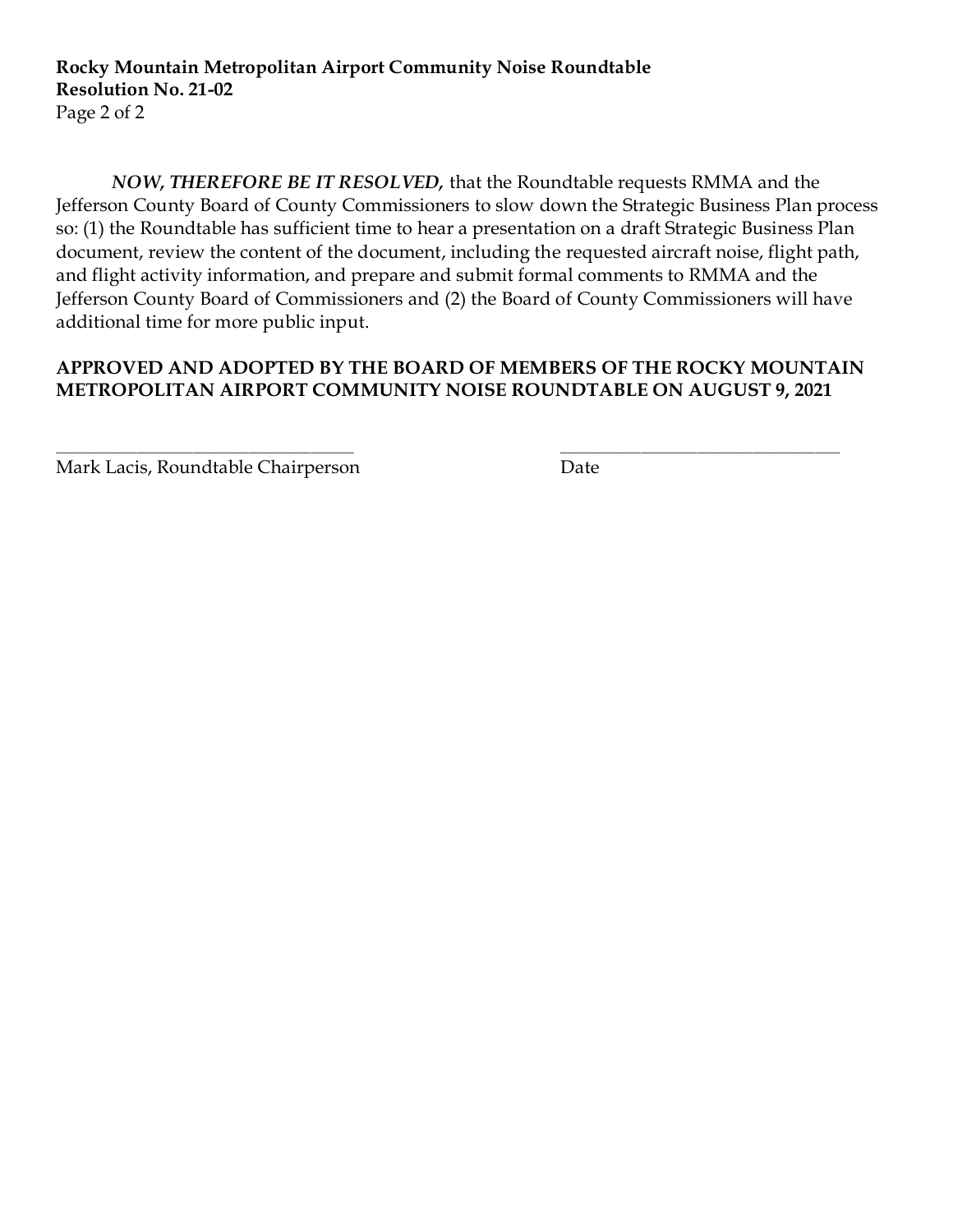***NOW, THEREFORE BE IT RESOLVED,*** that the Roundtable requests RMMA and the Jefferson County Board of County Commissioners to slow down the Strategic Business Plan process so: (1) the Roundtable has sufficient time to hear a presentation on a draft Strategic Business Plan document, review the content of the document, including the requested aircraft noise, flight path, and flight activity information, and prepare and submit formal comments to RMMA and the Jefferson County Board of Commissioners and (2) the Board of County Commissioners will have additional time for more public input.

**APPROVED AND ADOPTED BY THE BOARD OF MEMBERS OF THE ROCKY MOUNTAIN METROPOLITAN AIRPORT COMMUNITY NOISE ROUNDTABLE ON AUGUST 9, 2021**

\_\_\_\_\_\_\_\_\_\_\_\_\_\_\_\_\_\_\_\_\_\_\_\_\_\_\_\_\_\_\_\_\_\_\_
Mark Lacis, Roundtable Chairperson

\_\_\_\_\_\_\_\_\_\_\_\_\_\_\_\_\_\_\_\_\_\_\_\_\_\_\_\_\_\_\_\_\_\_\_
Date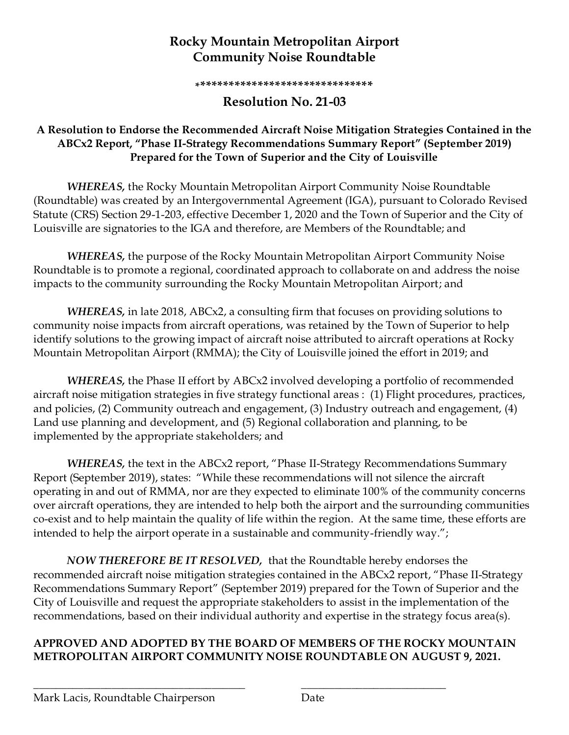# Rocky Mountain Metropolitan Airport
# Community Noise Roundtable

******************************

## Resolution No. 21-03

### A Resolution to Endorse the Recommended Aircraft Noise Mitigation Strategies Contained in the ABCx2 Report, "Phase II-Strategy Recommendations Summary Report" (September 2019) Prepared for the Town of Superior and the City of Louisville

***WHEREAS,*** the Rocky Mountain Metropolitan Airport Community Noise Roundtable (Roundtable) was created by an Intergovernmental Agreement (IGA), pursuant to Colorado Revised Statute (CRS) Section 29-1-203, effective December 1, 2020 and the Town of Superior and the City of Louisville are signatories to the IGA and therefore, are Members of the Roundtable; and

***WHEREAS,*** the purpose of the Rocky Mountain Metropolitan Airport Community Noise Roundtable is to promote a regional, coordinated approach to collaborate on and address the noise impacts to the community surrounding the Rocky Mountain Metropolitan Airport; and

***WHEREAS,*** in late 2018, ABCx2, a consulting firm that focuses on providing solutions to community noise impacts from aircraft operations, was retained by the Town of Superior to help identify solutions to the growing impact of aircraft noise attributed to aircraft operations at Rocky Mountain Metropolitan Airport (RMMA); the City of Louisville joined the effort in 2019; and

***WHEREAS,*** the Phase II effort by ABCx2 involved developing a portfolio of recommended aircraft noise mitigation strategies in five strategy functional areas : (1) Flight procedures, practices, and policies, (2) Community outreach and engagement, (3) Industry outreach and engagement, (4) Land use planning and development, and (5) Regional collaboration and planning, to be implemented by the appropriate stakeholders; and

***WHEREAS,*** the text in the ABCx2 report, "Phase II-Strategy Recommendations Summary Report (September 2019), states: "While these recommendations will not silence the aircraft operating in and out of RMMA, nor are they expected to eliminate 100% of the community concerns over aircraft operations, they are intended to help both the airport and the surrounding communities co-exist and to help maintain the quality of life within the region. At the same time, these efforts are intended to help the airport operate in a sustainable and community-friendly way.";

***NOW THEREFORE BE IT RESOLVED,*** that the Roundtable hereby endorses the recommended aircraft noise mitigation strategies contained in the ABCx2 report, "Phase II-Strategy Recommendations Summary Report" (September 2019) prepared for the Town of Superior and the City of Louisville and request the appropriate stakeholders to assist in the implementation of the recommendations, based on their individual authority and expertise in the strategy focus area(s).

**APPROVED AND ADOPTED BY THE BOARD OF MEMBERS OF THE ROCKY MOUNTAIN METROPOLITAN AIRPORT COMMUNITY NOISE ROUNDTABLE ON AUGUST 9, 2021.**

_______________________________________ ___________________________

Mark Lacis, Roundtable Chairperson Date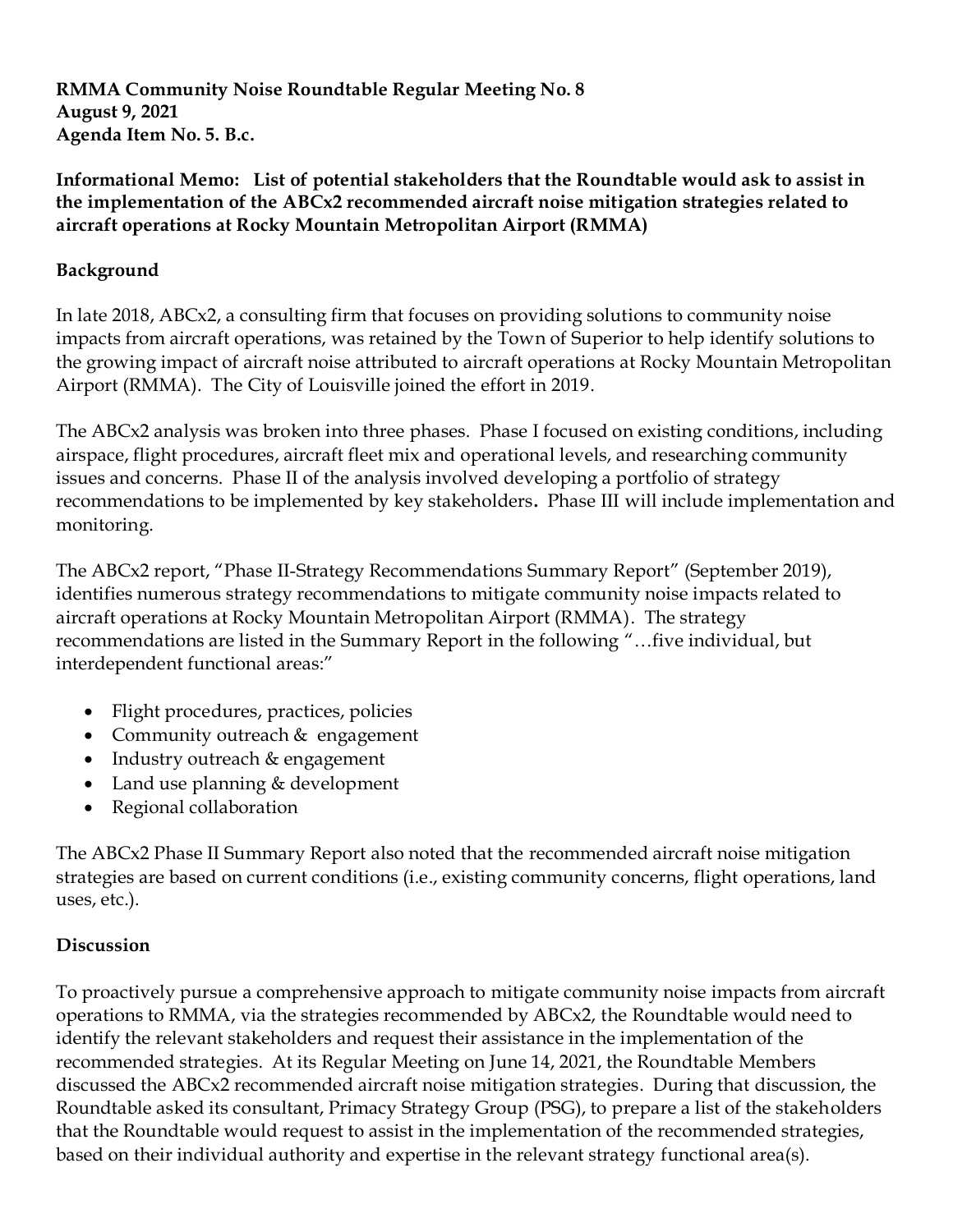**RMMA Community Noise Roundtable Regular Meeting No. 8**
**August 9, 2021**
**Agenda Item No. 5. B.c.**

**Informational Memo: List of potential stakeholders that the Roundtable would ask to assist in the implementation of the ABCx2 recommended aircraft noise mitigation strategies related to aircraft operations at Rocky Mountain Metropolitan Airport (RMMA)**

## Background

In late 2018, ABCx2, a consulting firm that focuses on providing solutions to community noise impacts from aircraft operations, was retained by the Town of Superior to help identify solutions to the growing impact of aircraft noise attributed to aircraft operations at Rocky Mountain Metropolitan Airport (RMMA). The City of Louisville joined the effort in 2019.

The ABCx2 analysis was broken into three phases. Phase I focused on existing conditions, including airspace, flight procedures, aircraft fleet mix and operational levels, and researching community issues and concerns. Phase II of the analysis involved developing a portfolio of strategy recommendations to be implemented by key stakeholders**.** Phase III will include implementation and monitoring.

The ABCx2 report, "Phase II-Strategy Recommendations Summary Report" (September 2019), identifies numerous strategy recommendations to mitigate community noise impacts related to aircraft operations at Rocky Mountain Metropolitan Airport (RMMA). The strategy recommendations are listed in the Summary Report in the following "…five individual, but interdependent functional areas:"

- Flight procedures, practices, policies
- Community outreach & engagement
- Industry outreach & engagement
- Land use planning & development
- Regional collaboration

The ABCx2 Phase II Summary Report also noted that the recommended aircraft noise mitigation strategies are based on current conditions (i.e., existing community concerns, flight operations, land uses, etc.).

## Discussion

To proactively pursue a comprehensive approach to mitigate community noise impacts from aircraft operations to RMMA, via the strategies recommended by ABCx2, the Roundtable would need to identify the relevant stakeholders and request their assistance in the implementation of the recommended strategies. At its Regular Meeting on June 14, 2021, the Roundtable Members discussed the ABCx2 recommended aircraft noise mitigation strategies. During that discussion, the Roundtable asked its consultant, Primacy Strategy Group (PSG), to prepare a list of the stakeholders that the Roundtable would request to assist in the implementation of the recommended strategies, based on their individual authority and expertise in the relevant strategy functional area(s).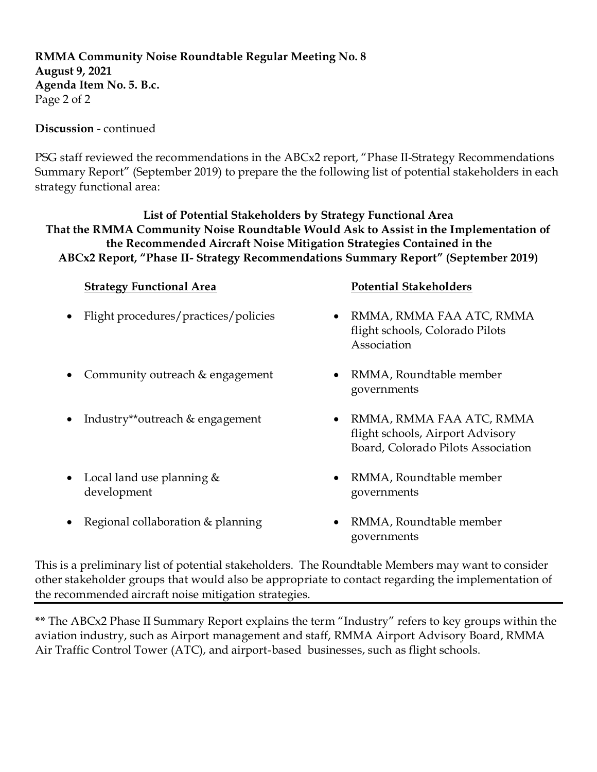**Discussion** - continued

PSG staff reviewed the recommendations in the ABCx2 report, "Phase II-Strategy Recommendations Summary Report" (September 2019) to prepare the the following list of potential stakeholders in each strategy functional area:

**List of Potential Stakeholders by Strategy Functional Area That the RMMA Community Noise Roundtable Would Ask to Assist in the Implementation of the Recommended Aircraft Noise Mitigation Strategies Contained in the ABCx2 Report, "Phase II- Strategy Recommendations Summary Report" (September 2019)**

| Strategy Functional Area | Potential Stakeholders |
|---|---|
| • Flight procedures/practices/policies | • RMMA, RMMA FAA ATC, RMMA flight schools, Colorado Pilots Association |
| • Community outreach & engagement | • RMMA, Roundtable member governments |
| • Industry**outreach & engagement | • RMMA, RMMA FAA ATC, RMMA flight schools, Airport Advisory Board, Colorado Pilots Association |
| • Local land use planning & development | • RMMA, Roundtable member governments |
| • Regional collaboration & planning | • RMMA, Roundtable member governments |

This is a preliminary list of potential stakeholders. The Roundtable Members may want to consider other stakeholder groups that would also be appropriate to contact regarding the implementation of the recommended aircraft noise mitigation strategies.

---

** The ABCx2 Phase II Summary Report explains the term "Industry" refers to key groups within the aviation industry, such as Airport management and staff, RMMA Airport Advisory Board, RMMA Air Traffic Control Tower (ATC), and airport-based businesses, such as flight schools.